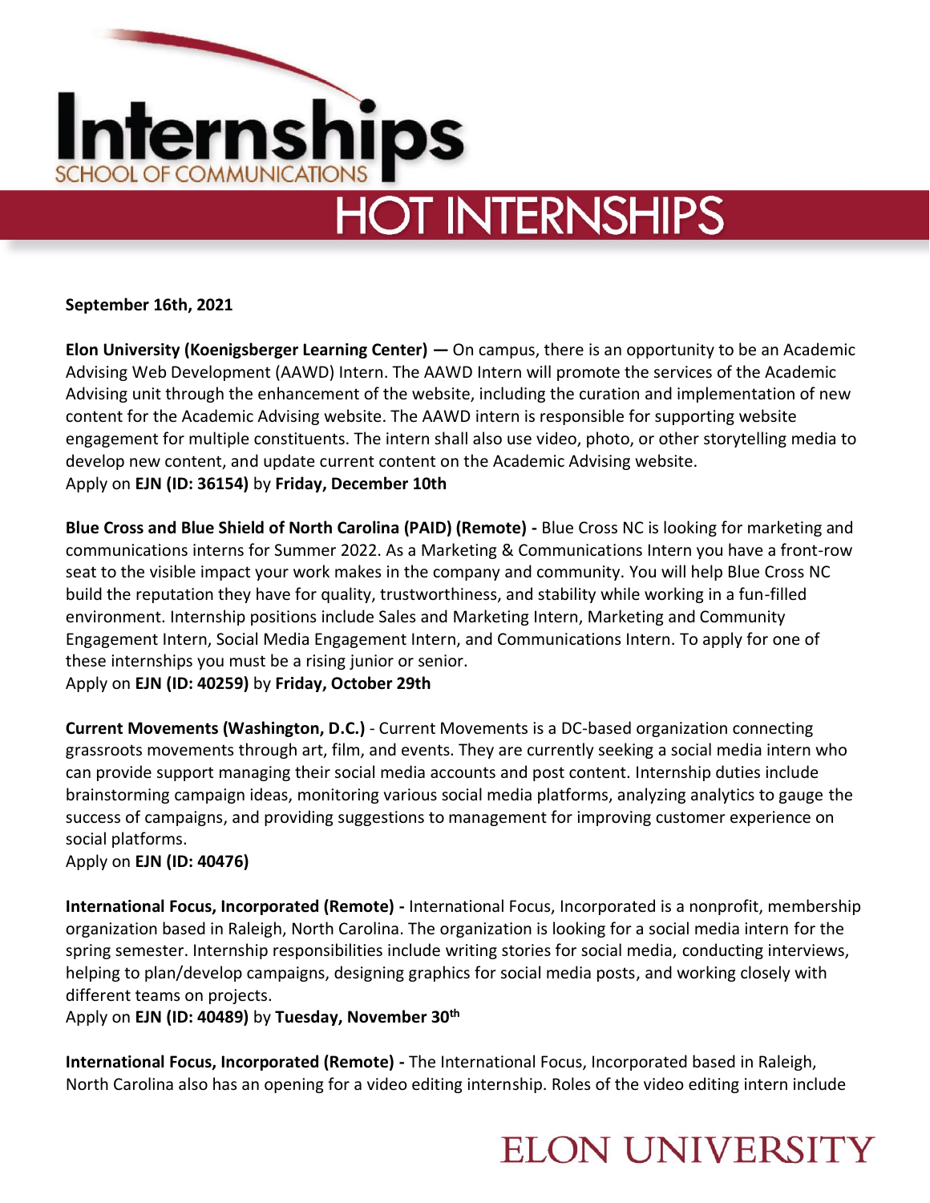# Internships

SCHOOL OF COMMUNICATIONS

## HOT INTERNSHIPS

**September 16th, 2021**

**Elon University (Koenigsberger Learning Center) —** On campus, there is an opportunity to be an Academic Advising Web Development (AAWD) Intern. The AAWD Intern will promote the services of the Academic Advising unit through the enhancement of the website, including the curation and implementation of new content for the Academic Advising website. The AAWD intern is responsible for supporting website engagement for multiple constituents. The intern shall also use video, photo, or other storytelling media to develop new content, and update current content on the Academic Advising website.
Apply on **EJN (ID: 36154)** by **Friday, December 10th**

**Blue Cross and Blue Shield of North Carolina (PAID) (Remote) -** Blue Cross NC is looking for marketing and communications interns for Summer 2022. As a Marketing & Communications Intern you have a front-row seat to the visible impact your work makes in the company and community. You will help Blue Cross NC build the reputation they have for quality, trustworthiness, and stability while working in a fun-filled environment. Internship positions include Sales and Marketing Intern, Marketing and Community Engagement Intern, Social Media Engagement Intern, and Communications Intern. To apply for one of these internships you must be a rising junior or senior.
Apply on **EJN (ID: 40259)** by **Friday, October 29th**

**Current Movements (Washington, D.C.)** - Current Movements is a DC-based organization connecting grassroots movements through art, film, and events. They are currently seeking a social media intern who can provide support managing their social media accounts and post content. Internship duties include brainstorming campaign ideas, monitoring various social media platforms, analyzing analytics to gauge the success of campaigns, and providing suggestions to management for improving customer experience on social platforms.
Apply on **EJN (ID: 40476)**

**International Focus, Incorporated (Remote) -** International Focus, Incorporated is a nonprofit, membership organization based in Raleigh, North Carolina. The organization is looking for a social media intern for the spring semester. Internship responsibilities include writing stories for social media, conducting interviews, helping to plan/develop campaigns, designing graphics for social media posts, and working closely with different teams on projects.
Apply on **EJN (ID: 40489)** by **Tuesday, November 30th**

**International Focus, Incorporated (Remote) -** The International Focus, Incorporated based in Raleigh, North Carolina also has an opening for a video editing internship. Roles of the video editing intern include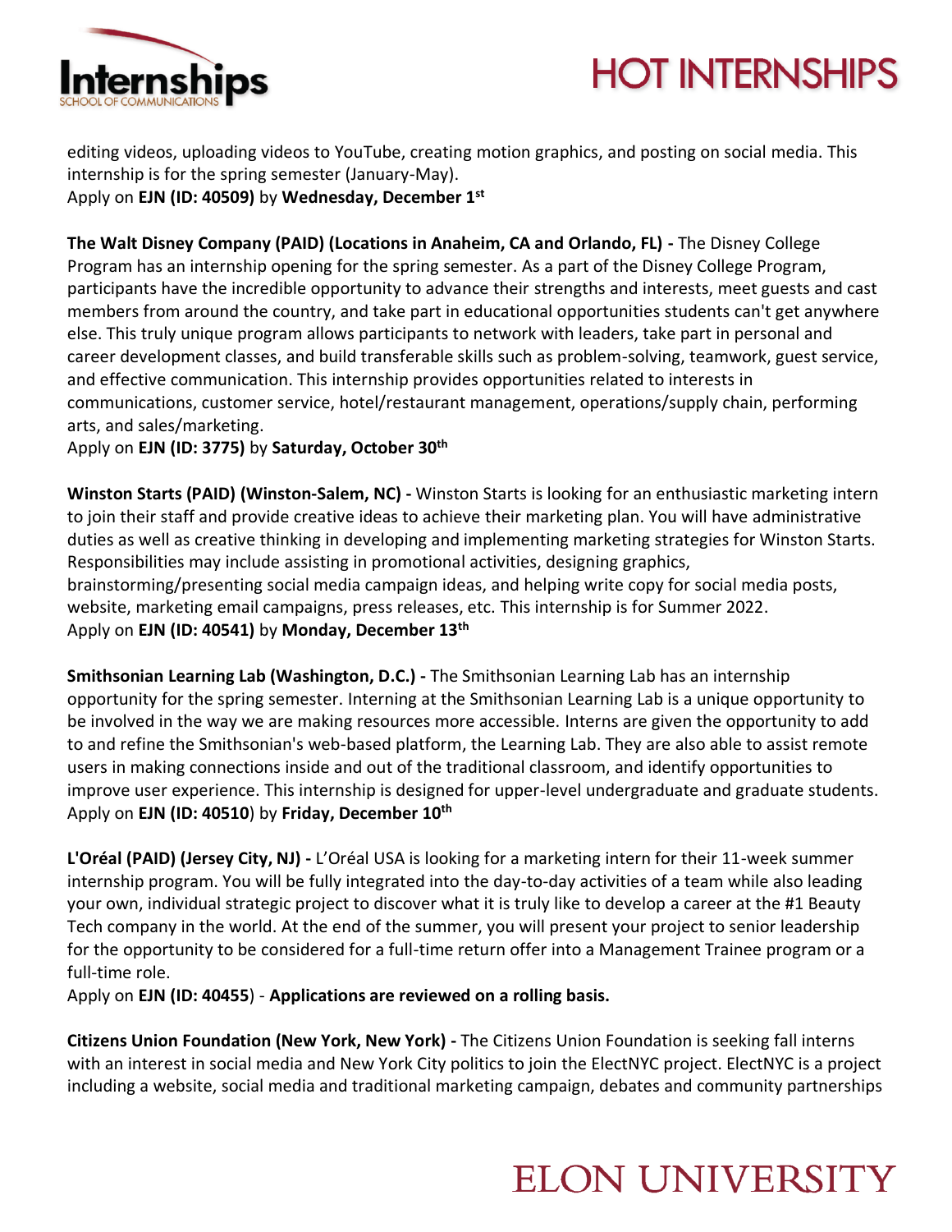editing videos, uploading videos to YouTube, creating motion graphics, and posting on social media. This internship is for the spring semester (January-May).
Apply on **EJN (ID: 40509)** by **Wednesday, December 1st**

**The Walt Disney Company (PAID) (Locations in Anaheim, CA and Orlando, FL) -** The Disney College Program has an internship opening for the spring semester. As a part of the Disney College Program, participants have the incredible opportunity to advance their strengths and interests, meet guests and cast members from around the country, and take part in educational opportunities students can't get anywhere else. This truly unique program allows participants to network with leaders, take part in personal and career development classes, and build transferable skills such as problem-solving, teamwork, guest service, and effective communication. This internship provides opportunities related to interests in communications, customer service, hotel/restaurant management, operations/supply chain, performing arts, and sales/marketing.
Apply on **EJN (ID: 3775)** by **Saturday, October 30th**

**Winston Starts (PAID) (Winston-Salem, NC) -** Winston Starts is looking for an enthusiastic marketing intern to join their staff and provide creative ideas to achieve their marketing plan. You will have administrative duties as well as creative thinking in developing and implementing marketing strategies for Winston Starts. Responsibilities may include assisting in promotional activities, designing graphics, brainstorming/presenting social media campaign ideas, and helping write copy for social media posts, website, marketing email campaigns, press releases, etc. This internship is for Summer 2022.
Apply on **EJN (ID: 40541)** by **Monday, December 13th**

**Smithsonian Learning Lab (Washington, D.C.) -** The Smithsonian Learning Lab has an internship opportunity for the spring semester. Interning at the Smithsonian Learning Lab is a unique opportunity to be involved in the way we are making resources more accessible. Interns are given the opportunity to add to and refine the Smithsonian's web-based platform, the Learning Lab. They are also able to assist remote users in making connections inside and out of the traditional classroom, and identify opportunities to improve user experience. This internship is designed for upper-level undergraduate and graduate students.
Apply on **EJN (ID: 40510**) by **Friday, December 10th**

**L'Oréal (PAID) (Jersey City, NJ) -** L'Oréal USA is looking for a marketing intern for their 11-week summer internship program. You will be fully integrated into the day-to-day activities of a team while also leading your own, individual strategic project to discover what it is truly like to develop a career at the #1 Beauty Tech company in the world. At the end of the summer, you will present your project to senior leadership for the opportunity to be considered for a full-time return offer into a Management Trainee program or a full-time role.
Apply on **EJN (ID: 40455**) - **Applications are reviewed on a rolling basis.**

**Citizens Union Foundation (New York, New York) -** The Citizens Union Foundation is seeking fall interns with an interest in social media and New York City politics to join the ElectNYC project. ElectNYC is a project including a website, social media and traditional marketing campaign, debates and community partnerships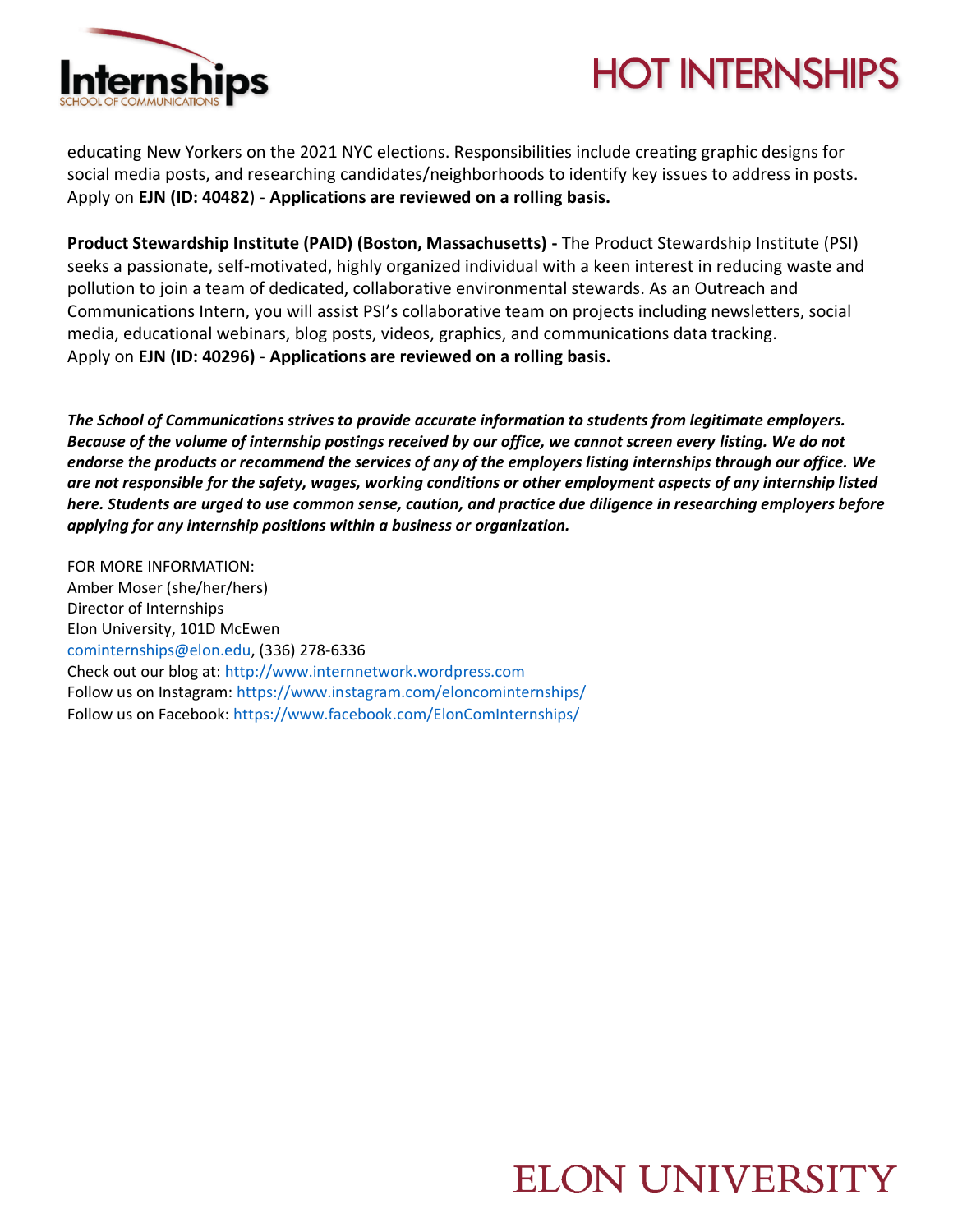educating New Yorkers on the 2021 NYC elections. Responsibilities include creating graphic designs for social media posts, and researching candidates/neighborhoods to identify key issues to address in posts. Apply on **EJN (ID: 40482**) - **Applications are reviewed on a rolling basis.**

**Product Stewardship Institute (PAID) (Boston, Massachusetts) -** The Product Stewardship Institute (PSI) seeks a passionate, self-motivated, highly organized individual with a keen interest in reducing waste and pollution to join a team of dedicated, collaborative environmental stewards. As an Outreach and Communications Intern, you will assist PSI's collaborative team on projects including newsletters, social media, educational webinars, blog posts, videos, graphics, and communications data tracking. Apply on **EJN (ID: 40296)** - **Applications are reviewed on a rolling basis.**

***The School of Communications strives to provide accurate information to students from legitimate employers. Because of the volume of internship postings received by our office, we cannot screen every listing. We do not endorse the products or recommend the services of any of the employers listing internships through our office. We are not responsible for the safety, wages, working conditions or other employment aspects of any internship listed here. Students are urged to use common sense, caution, and practice due diligence in researching employers before applying for any internship positions within a business or organization.***

FOR MORE INFORMATION:
Amber Moser (she/her/hers)
Director of Internships
Elon University, 101D McEwen
cominternships@elon.edu, (336) 278-6336
Check out our blog at: http://www.internnetwork.wordpress.com
Follow us on Instagram: https://www.instagram.com/eloncominternships/
Follow us on Facebook: https://www.facebook.com/ElonComInternships/